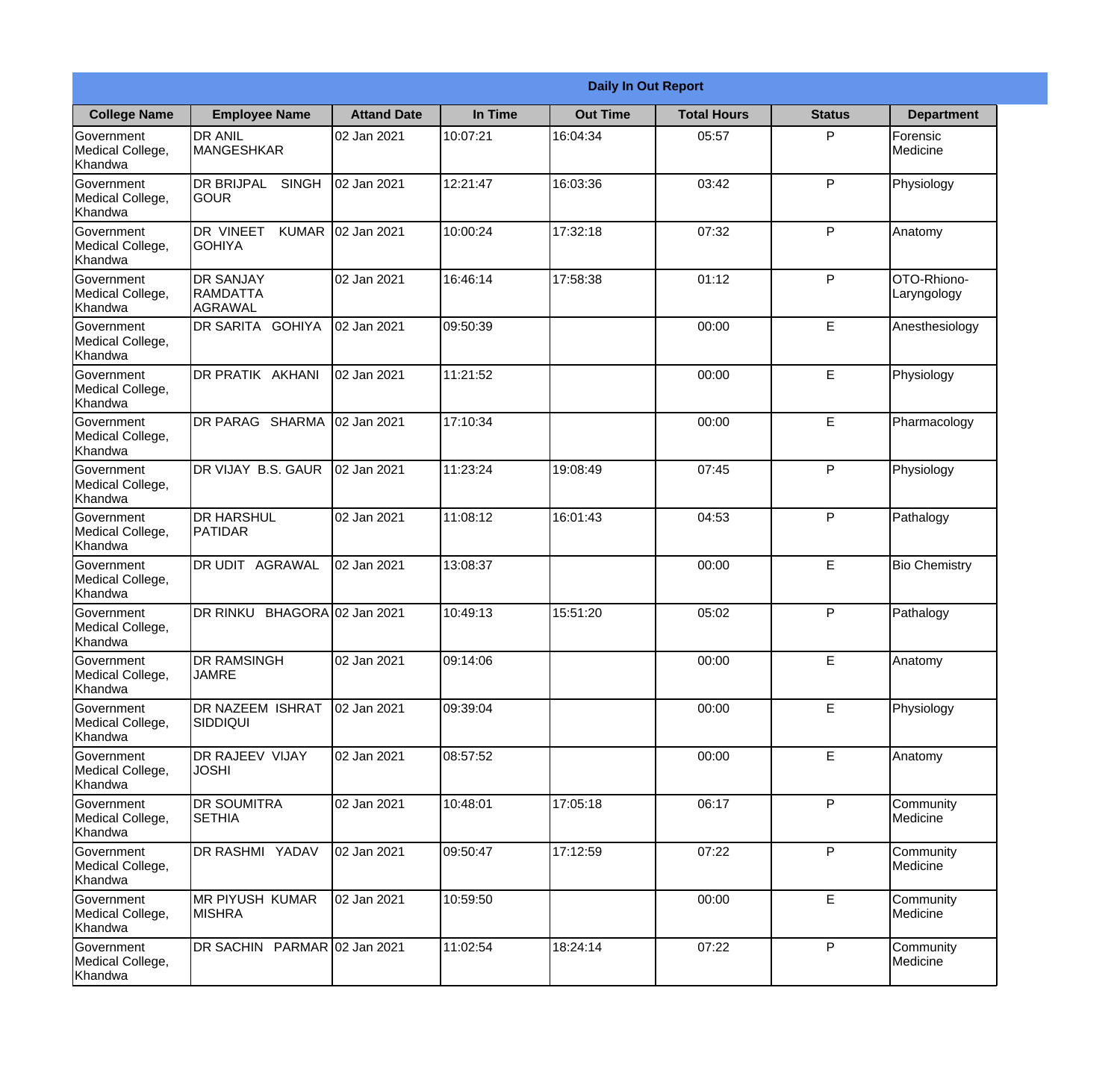| Daily In Out Report | | | | | | | |
|---|---|---|---|---|---|---|---|
| **College Name** | **Employee Name** | **Attand Date** | **In Time** | **Out Time** | **Total Hours** | **Status** | **Department** |
| Government Medical College, Khandwa | DR ANIL MANGESHKAR | 02 Jan 2021 | 10:07:21 | 16:04:34 | 05:57 | P | Forensic Medicine |
| Government Medical College, Khandwa | DR BRIJPAL SINGH GOUR | 02 Jan 2021 | 12:21:47 | 16:03:36 | 03:42 | P | Physiology |
| Government Medical College, Khandwa | DR VINEET KUMAR GOHIYA | 02 Jan 2021 | 10:00:24 | 17:32:18 | 07:32 | P | Anatomy |
| Government Medical College, Khandwa | DR SANJAY RAMDATTA AGRAWAL | 02 Jan 2021 | 16:46:14 | 17:58:38 | 01:12 | P | OTO-Rhiono-Laryngology |
| Government Medical College, Khandwa | DR SARITA GOHIYA | 02 Jan 2021 | 09:50:39 | | 00:00 | E | Anesthesiology |
| Government Medical College, Khandwa | DR PRATIK AKHANI | 02 Jan 2021 | 11:21:52 | | 00:00 | E | Physiology |
| Government Medical College, Khandwa | DR PARAG SHARMA | 02 Jan 2021 | 17:10:34 | | 00:00 | E | Pharmacology |
| Government Medical College, Khandwa | DR VIJAY B.S. GAUR | 02 Jan 2021 | 11:23:24 | 19:08:49 | 07:45 | P | Physiology |
| Government Medical College, Khandwa | DR HARSHUL PATIDAR | 02 Jan 2021 | 11:08:12 | 16:01:43 | 04:53 | P | Pathalogy |
| Government Medical College, Khandwa | DR UDIT AGRAWAL | 02 Jan 2021 | 13:08:37 | | 00:00 | E | Bio Chemistry |
| Government Medical College, Khandwa | DR RINKU BHAGORA | 02 Jan 2021 | 10:49:13 | 15:51:20 | 05:02 | P | Pathalogy |
| Government Medical College, Khandwa | DR RAMSINGH JAMRE | 02 Jan 2021 | 09:14:06 | | 00:00 | E | Anatomy |
| Government Medical College, Khandwa | DR NAZEEM ISHRAT SIDDIQUI | 02 Jan 2021 | 09:39:04 | | 00:00 | E | Physiology |
| Government Medical College, Khandwa | DR RAJEEV VIJAY JOSHI | 02 Jan 2021 | 08:57:52 | | 00:00 | E | Anatomy |
| Government Medical College, Khandwa | DR SOUMITRA SETHIA | 02 Jan 2021 | 10:48:01 | 17:05:18 | 06:17 | P | Community Medicine |
| Government Medical College, Khandwa | DR RASHMI YADAV | 02 Jan 2021 | 09:50:47 | 17:12:59 | 07:22 | P | Community Medicine |
| Government Medical College, Khandwa | MR PIYUSH KUMAR MISHRA | 02 Jan 2021 | 10:59:50 | | 00:00 | E | Community Medicine |
| Government Medical College, Khandwa | DR SACHIN PARMAR | 02 Jan 2021 | 11:02:54 | 18:24:14 | 07:22 | P | Community Medicine |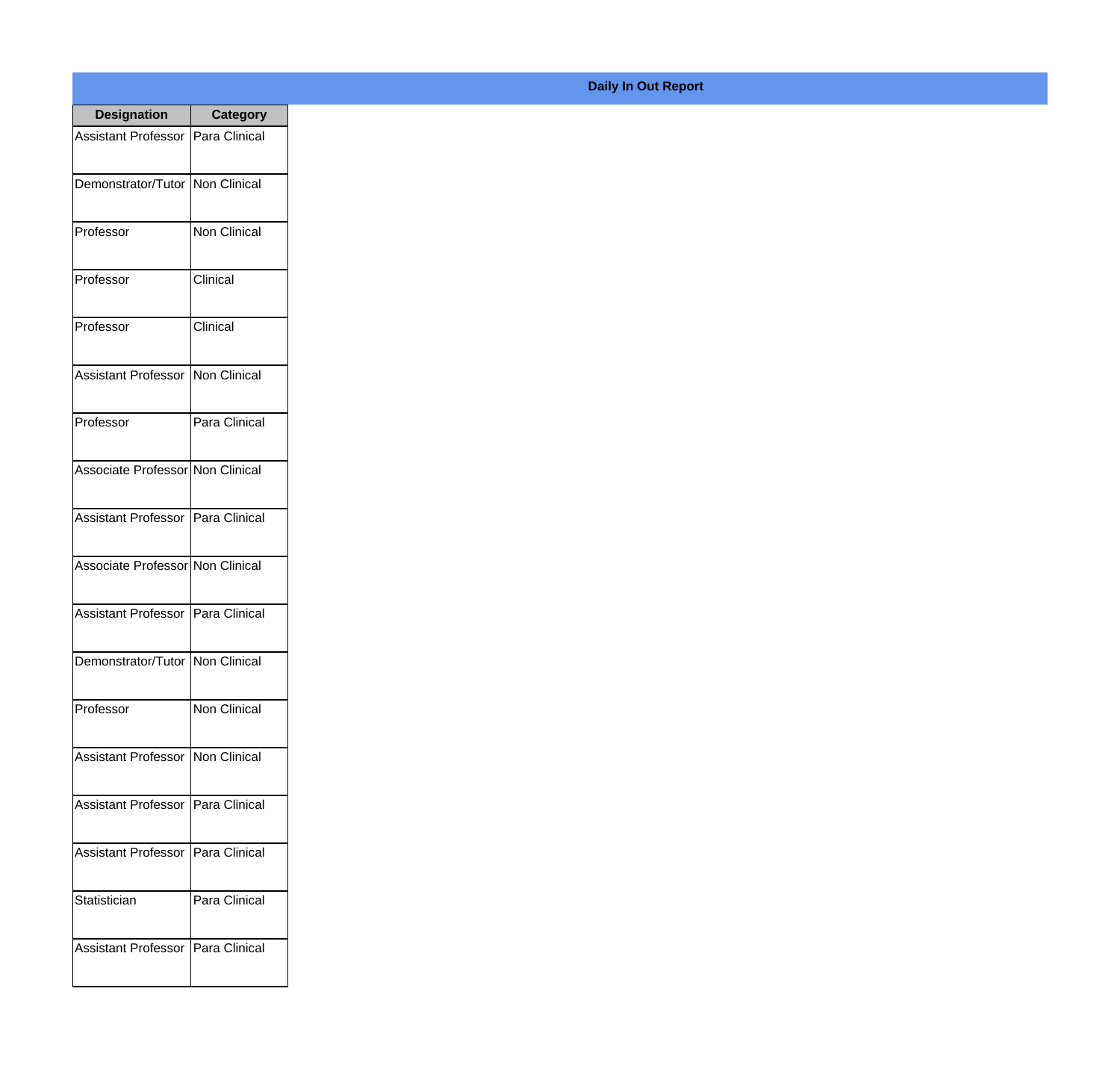**Daily In Out Report**

| Designation | Category |
|---|---|
| Assistant Professor | Para Clinical |
| Demonstrator/Tutor | Non Clinical |
| Professor | Non Clinical |
| Professor | Clinical |
| Professor | Clinical |
| Assistant Professor | Non Clinical |
| Professor | Para Clinical |
| Associate Professor | Non Clinical |
| Assistant Professor | Para Clinical |
| Associate Professor | Non Clinical |
| Assistant Professor | Para Clinical |
| Demonstrator/Tutor | Non Clinical |
| Professor | Non Clinical |
| Assistant Professor | Non Clinical |
| Assistant Professor | Para Clinical |
| Assistant Professor | Para Clinical |
| Statistician | Para Clinical |
| Assistant Professor | Para Clinical |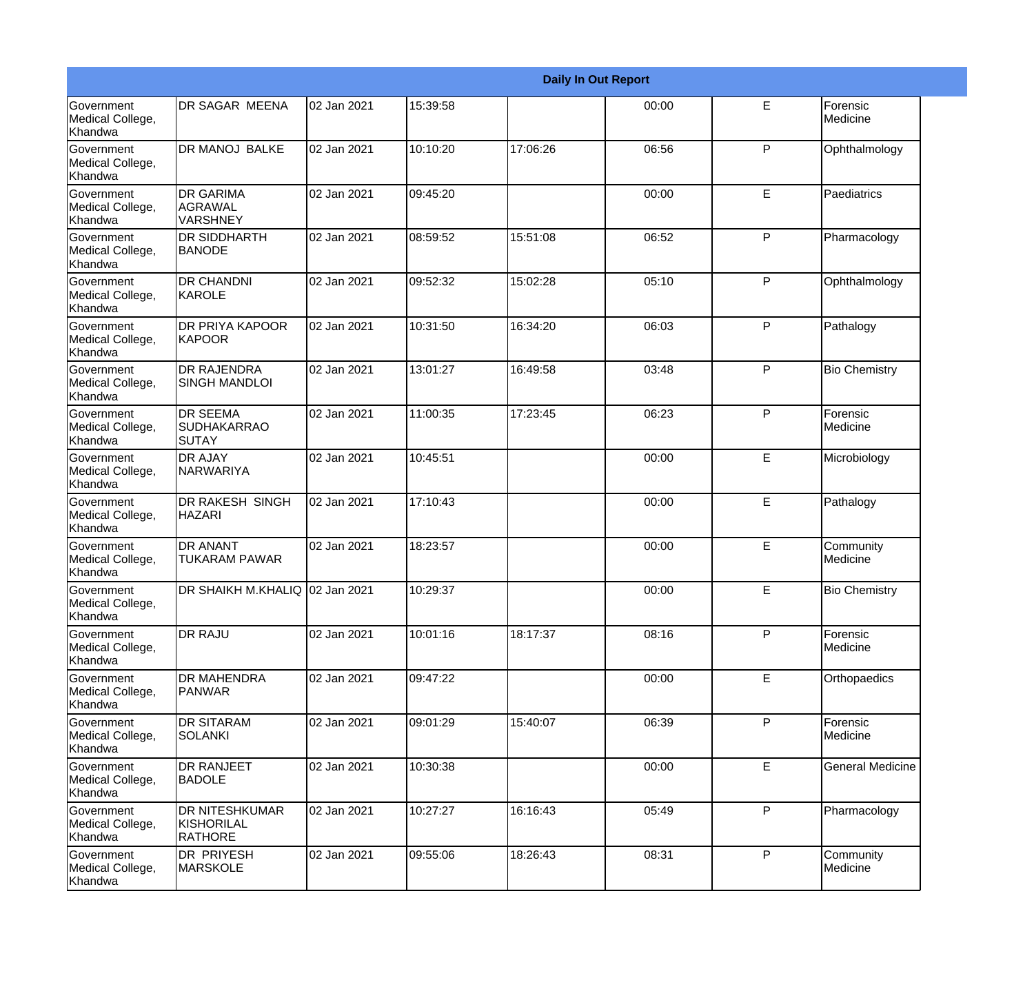| Daily In Out Report | | | | | | | |
|---|---|---|---|---|---|---|---|
| Government Medical College, Khandwa | DR SAGAR MEENA | 02 Jan 2021 | 15:39:58 | | 00:00 | E | Forensic Medicine |
| Government Medical College, Khandwa | DR MANOJ BALKE | 02 Jan 2021 | 10:10:20 | 17:06:26 | 06:56 | P | Ophthalmology |
| Government Medical College, Khandwa | DR GARIMA AGRAWAL VARSHNEY | 02 Jan 2021 | 09:45:20 | | 00:00 | E | Paediatrics |
| Government Medical College, Khandwa | DR SIDDHARTH BANODE | 02 Jan 2021 | 08:59:52 | 15:51:08 | 06:52 | P | Pharmacology |
| Government Medical College, Khandwa | DR CHANDNI KAROLE | 02 Jan 2021 | 09:52:32 | 15:02:28 | 05:10 | P | Ophthalmology |
| Government Medical College, Khandwa | DR PRIYA KAPOOR KAPOOR | 02 Jan 2021 | 10:31:50 | 16:34:20 | 06:03 | P | Pathalogy |
| Government Medical College, Khandwa | DR RAJENDRA SINGH MANDLOI | 02 Jan 2021 | 13:01:27 | 16:49:58 | 03:48 | P | Bio Chemistry |
| Government Medical College, Khandwa | DR SEEMA SUDHAKARRAO SUTAY | 02 Jan 2021 | 11:00:35 | 17:23:45 | 06:23 | P | Forensic Medicine |
| Government Medical College, Khandwa | DR AJAY NARWARIYA | 02 Jan 2021 | 10:45:51 | | 00:00 | E | Microbiology |
| Government Medical College, Khandwa | DR RAKESH SINGH HAZARI | 02 Jan 2021 | 17:10:43 | | 00:00 | E | Pathalogy |
| Government Medical College, Khandwa | DR ANANT TUKARAM PAWAR | 02 Jan 2021 | 18:23:57 | | 00:00 | E | Community Medicine |
| Government Medical College, Khandwa | DR SHAIKH M.KHALIQ | 02 Jan 2021 | 10:29:37 | | 00:00 | E | Bio Chemistry |
| Government Medical College, Khandwa | DR RAJU | 02 Jan 2021 | 10:01:16 | 18:17:37 | 08:16 | P | Forensic Medicine |
| Government Medical College, Khandwa | DR MAHENDRA PANWAR | 02 Jan 2021 | 09:47:22 | | 00:00 | E | Orthopaedics |
| Government Medical College, Khandwa | DR SITARAM SOLANKI | 02 Jan 2021 | 09:01:29 | 15:40:07 | 06:39 | P | Forensic Medicine |
| Government Medical College, Khandwa | DR RANJEET BADOLE | 02 Jan 2021 | 10:30:38 | | 00:00 | E | General Medicine |
| Government Medical College, Khandwa | DR NITESHKUMAR KISHORILAL RATHORE | 02 Jan 2021 | 10:27:27 | 16:16:43 | 05:49 | P | Pharmacology |
| Government Medical College, Khandwa | DR PRIYESH MARSKOLE | 02 Jan 2021 | 09:55:06 | 18:26:43 | 08:31 | P | Community Medicine |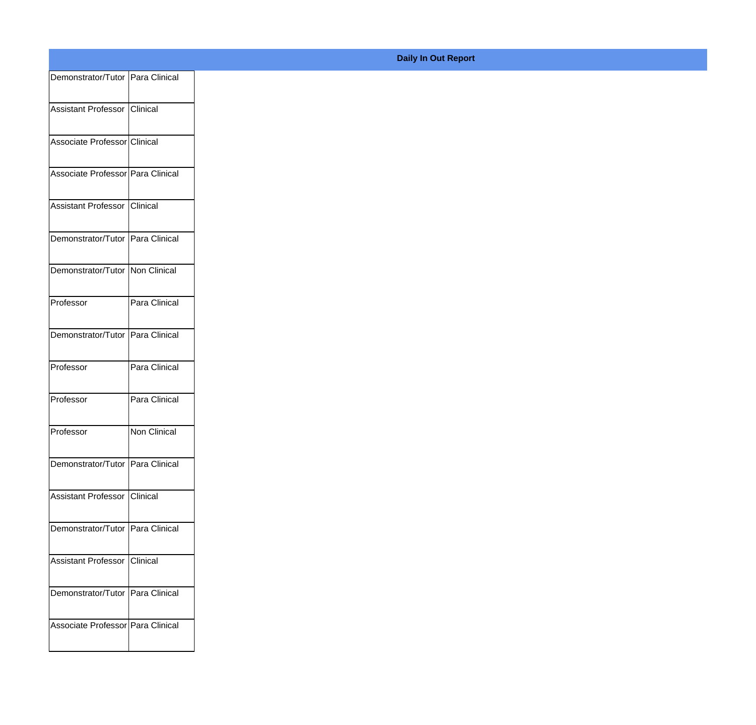**Daily In Out Report**

| | |
|---|---|
| Demonstrator/Tutor | Para Clinical |
| Assistant Professor | Clinical |
| Associate Professor | Clinical |
| Associate Professor | Para Clinical |
| Assistant Professor | Clinical |
| Demonstrator/Tutor | Para Clinical |
| Demonstrator/Tutor | Non Clinical |
| Professor | Para Clinical |
| Demonstrator/Tutor | Para Clinical |
| Professor | Para Clinical |
| Professor | Para Clinical |
| Professor | Non Clinical |
| Demonstrator/Tutor | Para Clinical |
| Assistant Professor | Clinical |
| Demonstrator/Tutor | Para Clinical |
| Assistant Professor | Clinical |
| Demonstrator/Tutor | Para Clinical |
| Associate Professor | Para Clinical |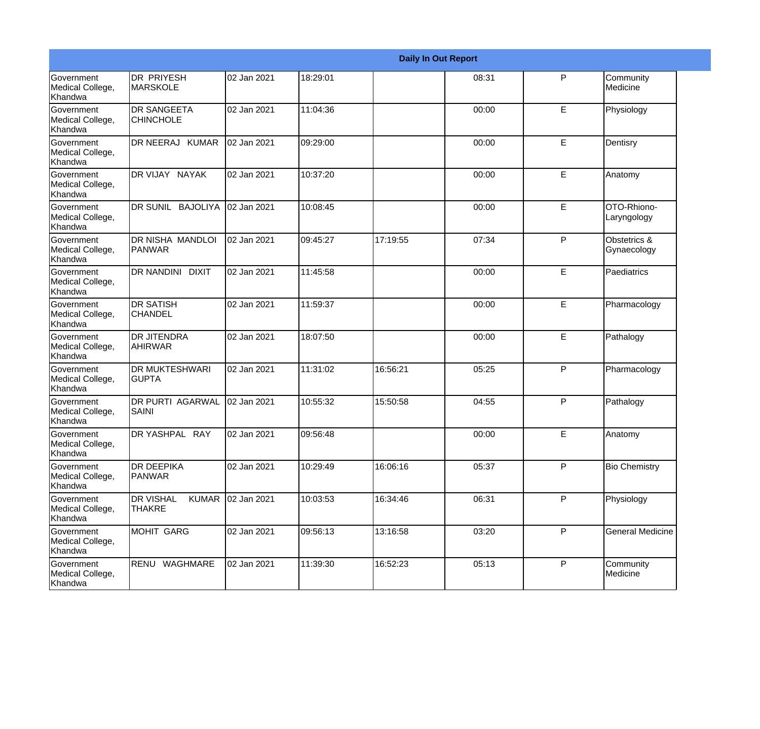| Daily In Out Report | | | | | | | |
|---|---|---|---|---|---|---|---|
| Government Medical College, Khandwa | DR PRIYESH MARSKOLE | 02 Jan 2021 | 18:29:01 | | 08:31 | P | Community Medicine |
| Government Medical College, Khandwa | DR SANGEETA CHINCHOLE | 02 Jan 2021 | 11:04:36 | | 00:00 | E | Physiology |
| Government Medical College, Khandwa | DR NEERAJ KUMAR | 02 Jan 2021 | 09:29:00 | | 00:00 | E | Dentisry |
| Government Medical College, Khandwa | DR VIJAY NAYAK | 02 Jan 2021 | 10:37:20 | | 00:00 | E | Anatomy |
| Government Medical College, Khandwa | DR SUNIL BAJOLIYA | 02 Jan 2021 | 10:08:45 | | 00:00 | E | OTO-Rhiono-Laryngology |
| Government Medical College, Khandwa | DR NISHA MANDLOI PANWAR | 02 Jan 2021 | 09:45:27 | 17:19:55 | 07:34 | P | Obstetrics & Gynaecology |
| Government Medical College, Khandwa | DR NANDINI DIXIT | 02 Jan 2021 | 11:45:58 | | 00:00 | E | Paediatrics |
| Government Medical College, Khandwa | DR SATISH CHANDEL | 02 Jan 2021 | 11:59:37 | | 00:00 | E | Pharmacology |
| Government Medical College, Khandwa | DR JITENDRA AHIRWAR | 02 Jan 2021 | 18:07:50 | | 00:00 | E | Pathalogy |
| Government Medical College, Khandwa | DR MUKTESHWARI GUPTA | 02 Jan 2021 | 11:31:02 | 16:56:21 | 05:25 | P | Pharmacology |
| Government Medical College, Khandwa | DR PURTI AGARWAL SAINI | 02 Jan 2021 | 10:55:32 | 15:50:58 | 04:55 | P | Pathalogy |
| Government Medical College, Khandwa | DR YASHPAL RAY | 02 Jan 2021 | 09:56:48 | | 00:00 | E | Anatomy |
| Government Medical College, Khandwa | DR DEEPIKA PANWAR | 02 Jan 2021 | 10:29:49 | 16:06:16 | 05:37 | P | Bio Chemistry |
| Government Medical College, Khandwa | DR VISHAL KUMAR THAKRE | 02 Jan 2021 | 10:03:53 | 16:34:46 | 06:31 | P | Physiology |
| Government Medical College, Khandwa | MOHIT GARG | 02 Jan 2021 | 09:56:13 | 13:16:58 | 03:20 | P | General Medicine |
| Government Medical College, Khandwa | RENU WAGHMARE | 02 Jan 2021 | 11:39:30 | 16:52:23 | 05:13 | P | Community Medicine |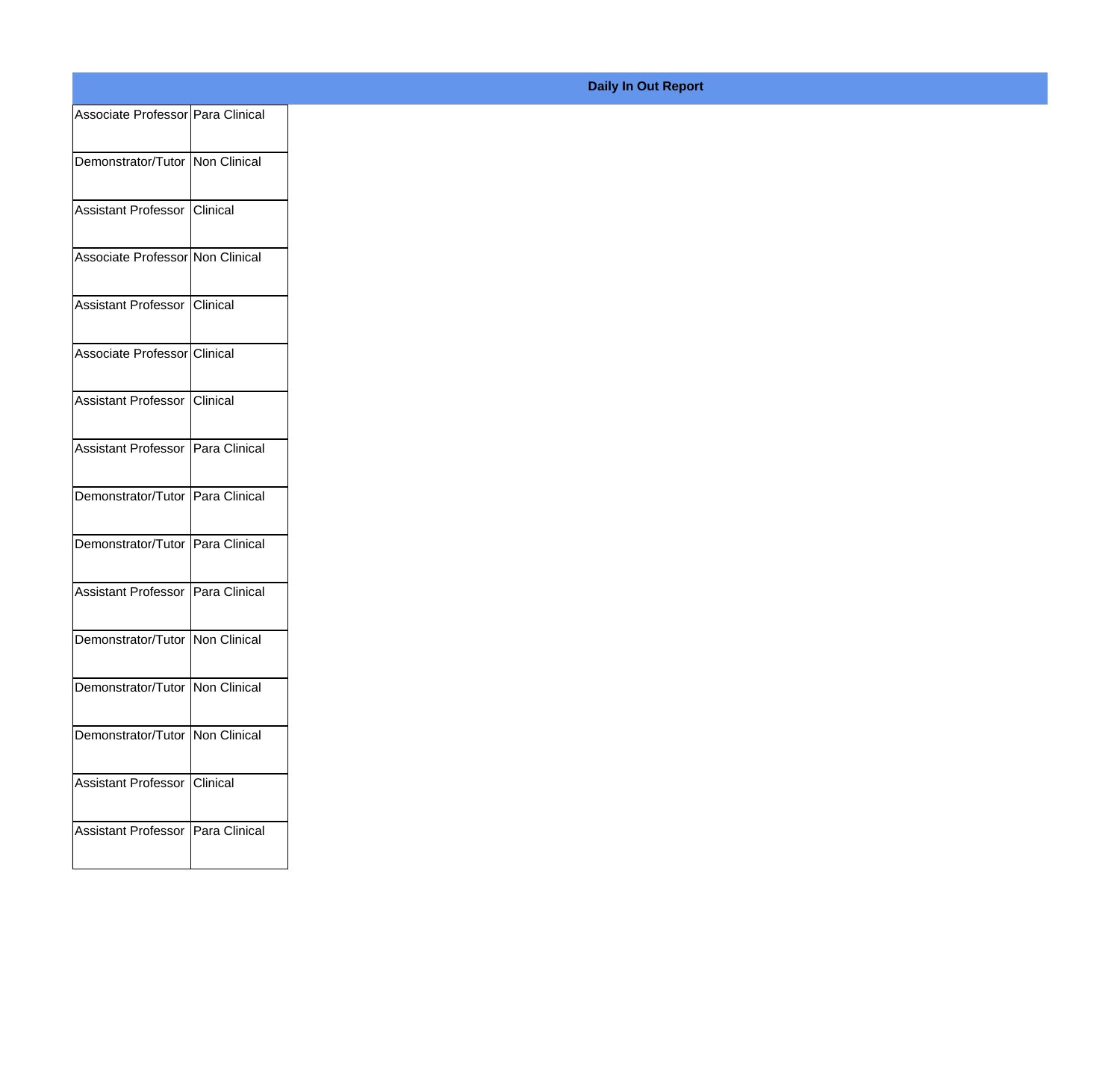**Daily In Out Report**

| | |
|---|---|
| Associate Professor | Para Clinical |
| Demonstrator/Tutor | Non Clinical |
| Assistant Professor | Clinical |
| Associate Professor | Non Clinical |
| Assistant Professor | Clinical |
| Associate Professor | Clinical |
| Assistant Professor | Clinical |
| Assistant Professor | Para Clinical |
| Demonstrator/Tutor | Para Clinical |
| Demonstrator/Tutor | Para Clinical |
| Assistant Professor | Para Clinical |
| Demonstrator/Tutor | Non Clinical |
| Demonstrator/Tutor | Non Clinical |
| Demonstrator/Tutor | Non Clinical |
| Assistant Professor | Clinical |
| Assistant Professor | Para Clinical |